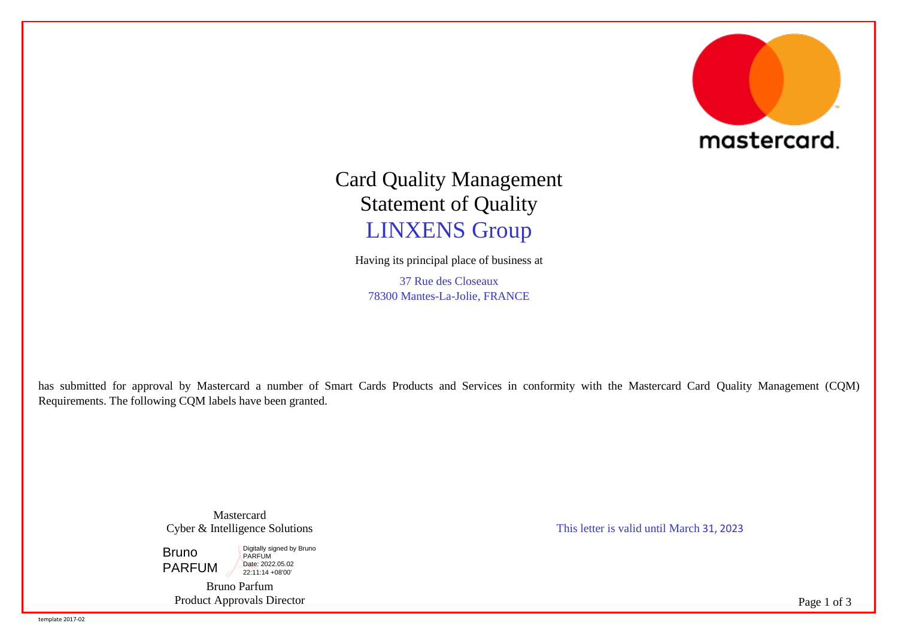mastercard.

# Card Quality Management
# Statement of Quality
# LINXENS Group

Having its principal place of business at

37 Rue des Closeaux
78300 Mantes-La-Jolie, FRANCE

has submitted for approval by Mastercard a number of Smart Cards Products and Services in conformity with the Mastercard Card Quality Management (CQM) Requirements. The following CQM labels have been granted.

Mastercard
Cyber & Intelligence Solutions

Bruno PARFUM — Digitally signed by Bruno PARFUM Date: 2022.05.02 22:11:14 +08'00'

Bruno Parfum
Product Approvals Director

This letter is valid until March 31, 2023

template 2017-02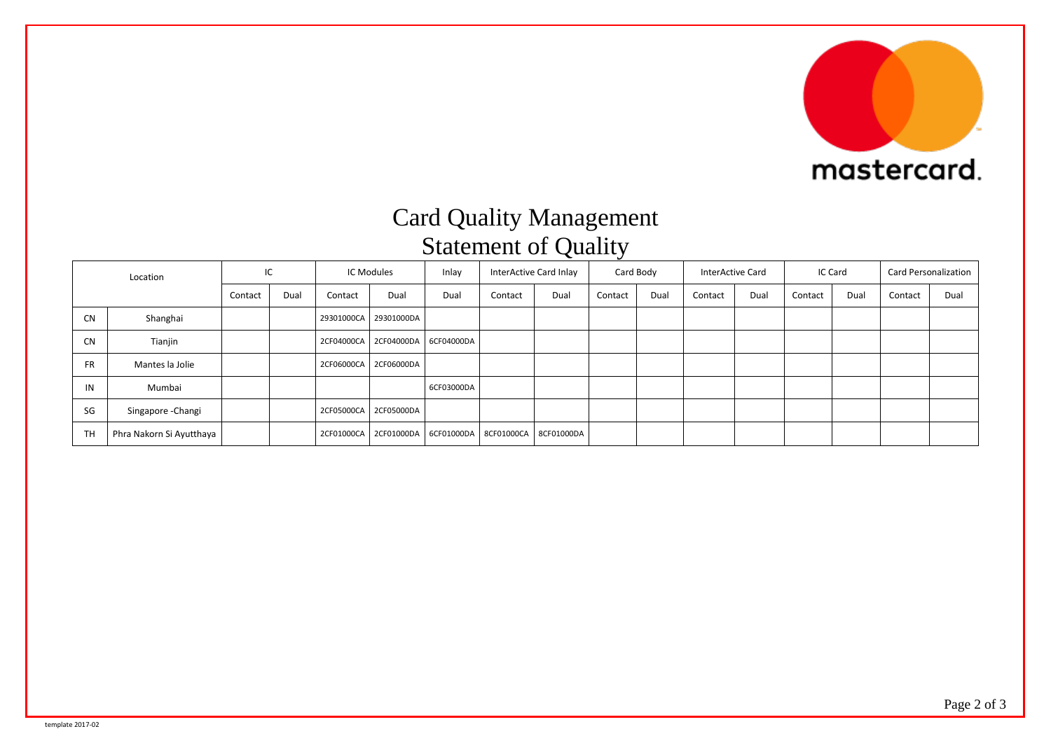# Card Quality Management
## Statement of Quality

| Location | | IC | | IC Modules | | Inlay | InterActive Card Inlay | | Card Body | | InterActive Card | | IC Card | | Card Personalization | |
|---|---|---|---|---|---|---|---|---|---|---|---|---|---|---|---|---|
| | | Contact | Dual | Contact | Dual | Dual | Contact | Dual | Contact | Dual | Contact | Dual | Contact | Dual | Contact | Dual |
| CN | Shanghai | | | 29301000CA | 29301000DA | | | | | | | | | | | |
| CN | Tianjin | | | 2CF04000CA | 2CF04000DA | 6CF04000DA | | | | | | | | | | |
| FR | Mantes la Jolie | | | 2CF06000CA | 2CF06000DA | | | | | | | | | | | |
| IN | Mumbai | | | | | 6CF03000DA | | | | | | | | | | |
| SG | Singapore -Changi | | | 2CF05000CA | 2CF05000DA | | | | | | | | | | | |
| TH | Phra Nakorn Si Ayutthaya | | | 2CF01000CA | 2CF01000DA | 6CF01000DA | 8CF01000CA | 8CF01000DA | | | | | | | | |

template 2017-02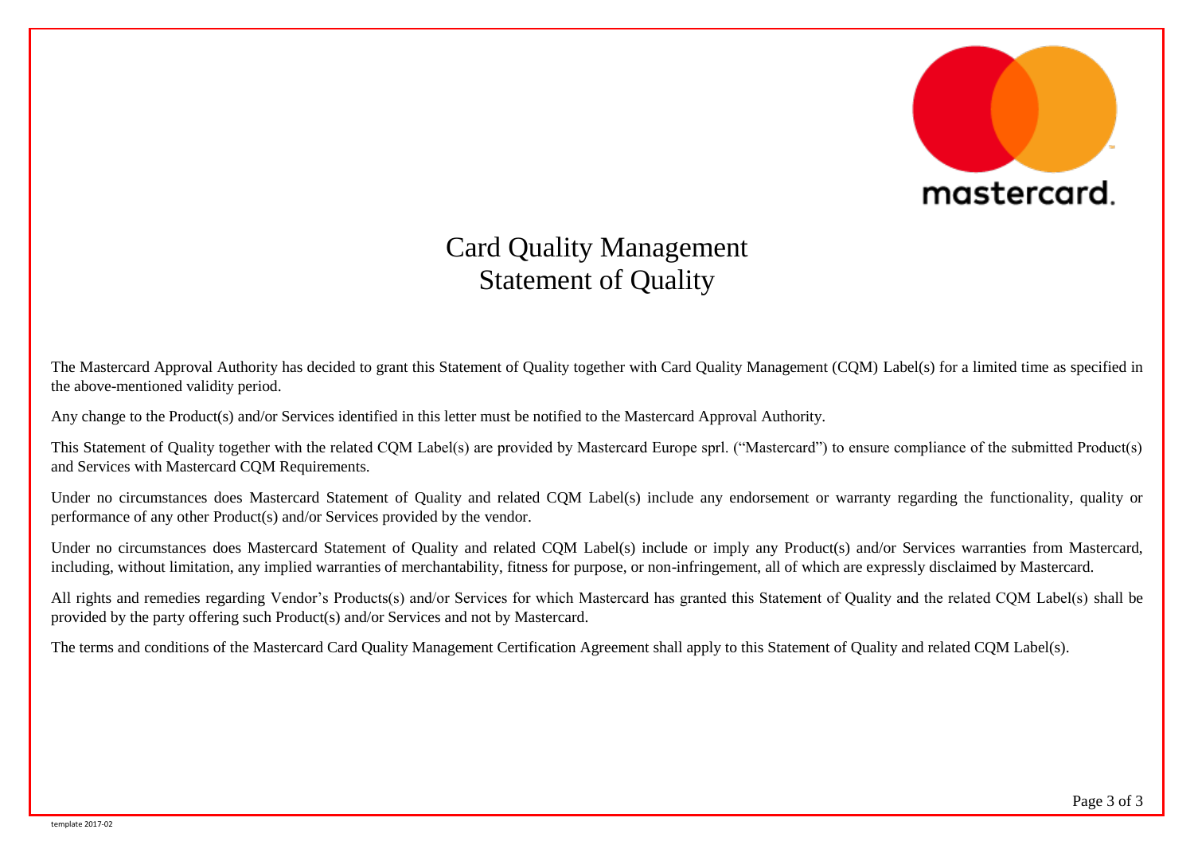# Card Quality Management
# Statement of Quality

The Mastercard Approval Authority has decided to grant this Statement of Quality together with Card Quality Management (CQM) Label(s) for a limited time as specified in the above-mentioned validity period.

Any change to the Product(s) and/or Services identified in this letter must be notified to the Mastercard Approval Authority.

This Statement of Quality together with the related CQM Label(s) are provided by Mastercard Europe sprl. ("Mastercard") to ensure compliance of the submitted Product(s) and Services with Mastercard CQM Requirements.

Under no circumstances does Mastercard Statement of Quality and related CQM Label(s) include any endorsement or warranty regarding the functionality, quality or performance of any other Product(s) and/or Services provided by the vendor.

Under no circumstances does Mastercard Statement of Quality and related CQM Label(s) include or imply any Product(s) and/or Services warranties from Mastercard, including, without limitation, any implied warranties of merchantability, fitness for purpose, or non-infringement, all of which are expressly disclaimed by Mastercard.

All rights and remedies regarding Vendor's Products(s) and/or Services for which Mastercard has granted this Statement of Quality and the related CQM Label(s) shall be provided by the party offering such Product(s) and/or Services and not by Mastercard.

The terms and conditions of the Mastercard Card Quality Management Certification Agreement shall apply to this Statement of Quality and related CQM Label(s).

template 2017-02